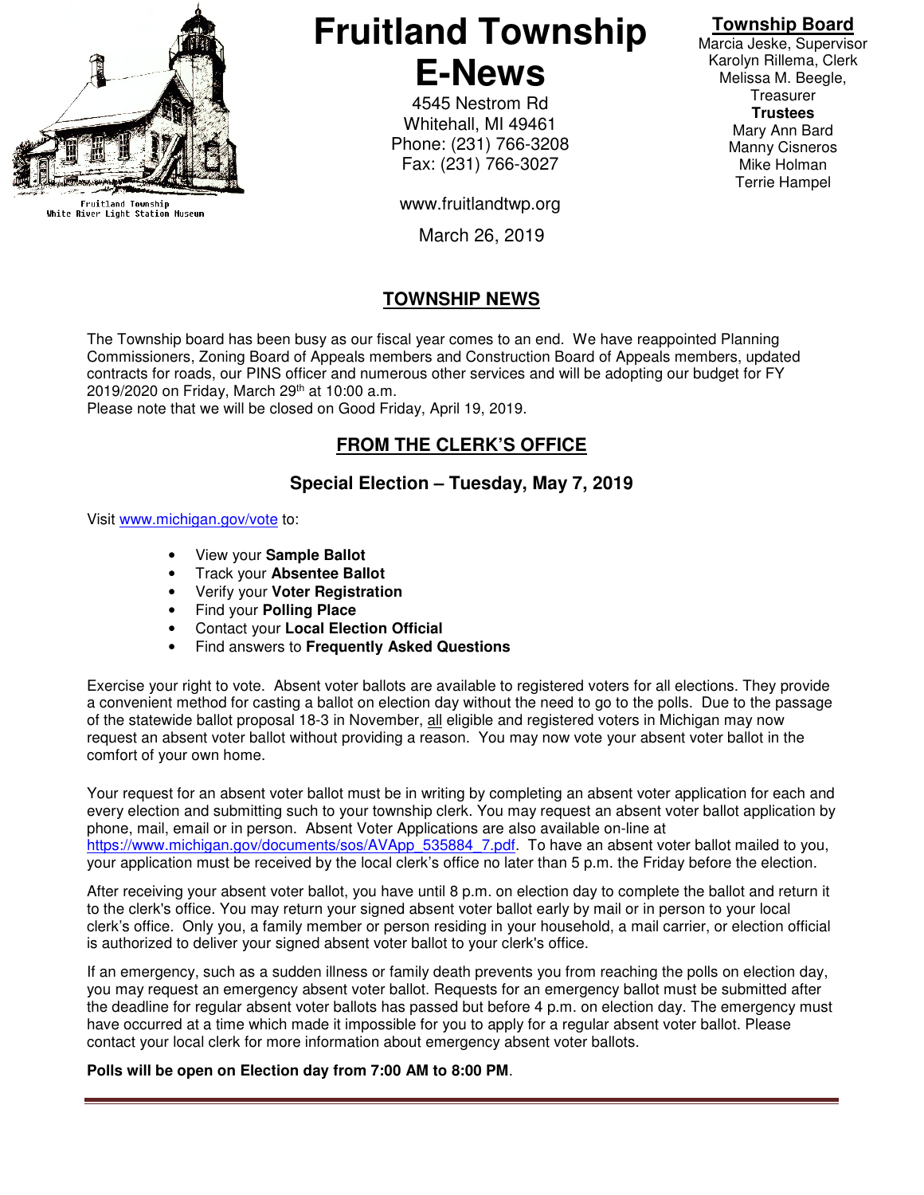Fruitland Township
White River Light Station Museum

# Fruitland Township E-News

4545 Nestrom Rd
Whitehall, MI 49461
Phone: (231) 766-3208
Fax: (231) 766-3027

www.fruitlandtwp.org

March 26, 2019

**Township Board**
Marcia Jeske, Supervisor
Karolyn Rillema, Clerk
Melissa M. Beegle, Treasurer

**Trustees**
Mary Ann Bard
Manny Cisneros
Mike Holman
Terrie Hampel

## TOWNSHIP NEWS

The Township board has been busy as our fiscal year comes to an end. We have reappointed Planning Commissioners, Zoning Board of Appeals members and Construction Board of Appeals members, updated contracts for roads, our PINS officer and numerous other services and will be adopting our budget for FY 2019/2020 on Friday, March 29th at 10:00 a.m.
Please note that we will be closed on Good Friday, April 19, 2019.

## FROM THE CLERK'S OFFICE

### Special Election – Tuesday, May 7, 2019

Visit www.michigan.gov/vote to:

- View your **Sample Ballot**
- Track your **Absentee Ballot**
- Verify your **Voter Registration**
- Find your **Polling Place**
- Contact your **Local Election Official**
- Find answers to **Frequently Asked Questions**

Exercise your right to vote. Absent voter ballots are available to registered voters for all elections. They provide a convenient method for casting a ballot on election day without the need to go to the polls. Due to the passage of the statewide ballot proposal 18-3 in November, all eligible and registered voters in Michigan may now request an absent voter ballot without providing a reason. You may now vote your absent voter ballot in the comfort of your own home.

Your request for an absent voter ballot must be in writing by completing an absent voter application for each and every election and submitting such to your township clerk. You may request an absent voter ballot application by phone, mail, email or in person. Absent Voter Applications are also available on-line at https://www.michigan.gov/documents/sos/AVApp_535884_7.pdf. To have an absent voter ballot mailed to you, your application must be received by the local clerk's office no later than 5 p.m. the Friday before the election.

After receiving your absent voter ballot, you have until 8 p.m. on election day to complete the ballot and return it to the clerk's office. You may return your signed absent voter ballot early by mail or in person to your local clerk's office. Only you, a family member or person residing in your household, a mail carrier, or election official is authorized to deliver your signed absent voter ballot to your clerk's office.

If an emergency, such as a sudden illness or family death prevents you from reaching the polls on election day, you may request an emergency absent voter ballot. Requests for an emergency ballot must be submitted after the deadline for regular absent voter ballots has passed but before 4 p.m. on election day. The emergency must have occurred at a time which made it impossible for you to apply for a regular absent voter ballot. Please contact your local clerk for more information about emergency absent voter ballots.

**Polls will be open on Election day from 7:00 AM to 8:00 PM**.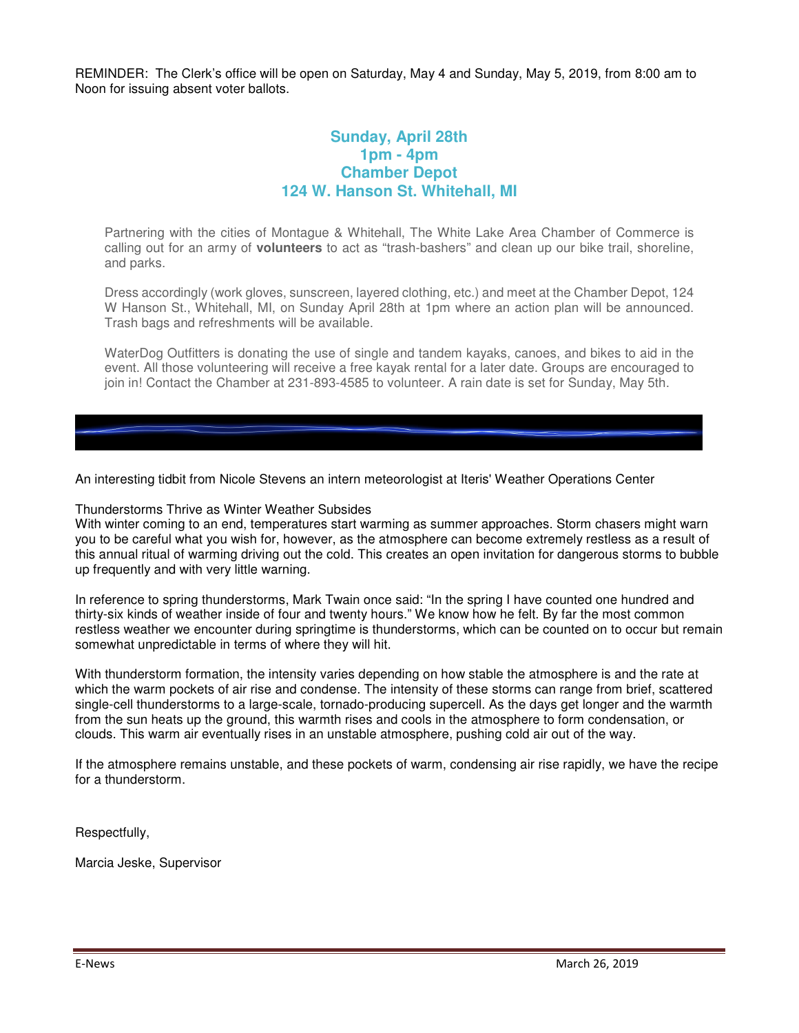REMINDER: The Clerk's office will be open on Saturday, May 4 and Sunday, May 5, 2019, from 8:00 am to Noon for issuing absent voter ballots.

**Sunday, April 28th**
**1pm - 4pm**
**Chamber Depot**
**124 W. Hanson St. Whitehall, MI**

Partnering with the cities of Montague & Whitehall, The White Lake Area Chamber of Commerce is calling out for an army of **volunteers** to act as "trash-bashers" and clean up our bike trail, shoreline, and parks.

Dress accordingly (work gloves, sunscreen, layered clothing, etc.) and meet at the Chamber Depot, 124 W Hanson St., Whitehall, MI, on Sunday April 28th at 1pm where an action plan will be announced. Trash bags and refreshments will be available.

WaterDog Outfitters is donating the use of single and tandem kayaks, canoes, and bikes to aid in the event. All those volunteering will receive a free kayak rental for a later date. Groups are encouraged to join in! Contact the Chamber at 231-893-4585 to volunteer. A rain date is set for Sunday, May 5th.

An interesting tidbit from Nicole Stevens an intern meteorologist at Iteris' Weather Operations Center

Thunderstorms Thrive as Winter Weather Subsides
With winter coming to an end, temperatures start warming as summer approaches. Storm chasers might warn you to be careful what you wish for, however, as the atmosphere can become extremely restless as a result of this annual ritual of warming driving out the cold. This creates an open invitation for dangerous storms to bubble up frequently and with very little warning.

In reference to spring thunderstorms, Mark Twain once said: "In the spring I have counted one hundred and thirty-six kinds of weather inside of four and twenty hours." We know how he felt. By far the most common restless weather we encounter during springtime is thunderstorms, which can be counted on to occur but remain somewhat unpredictable in terms of where they will hit.

With thunderstorm formation, the intensity varies depending on how stable the atmosphere is and the rate at which the warm pockets of air rise and condense. The intensity of these storms can range from brief, scattered single-cell thunderstorms to a large-scale, tornado-producing supercell. As the days get longer and the warmth from the sun heats up the ground, this warmth rises and cools in the atmosphere to form condensation, or clouds. This warm air eventually rises in an unstable atmosphere, pushing cold air out of the way.

If the atmosphere remains unstable, and these pockets of warm, condensing air rise rapidly, we have the recipe for a thunderstorm.

Respectfully,

Marcia Jeske, Supervisor